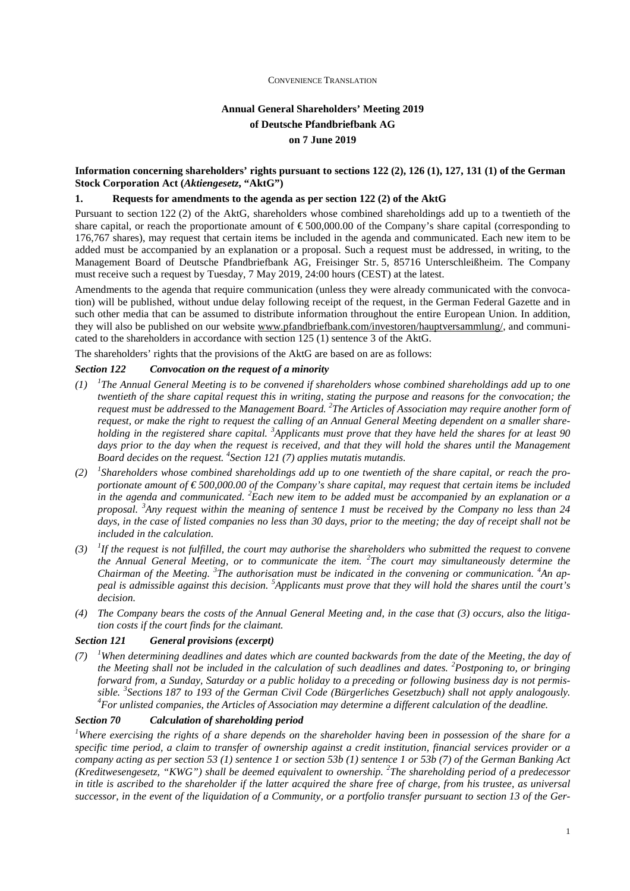CONVENIENCE TRANSLATION

**Annual General Shareholders' Meeting 2019**
**of Deutsche Pfandbriefbank AG**
**on 7 June 2019**

**Information concerning shareholders' rights pursuant to sections 122 (2), 126 (1), 127, 131 (1) of the German Stock Corporation Act (*Aktiengesetz*, "AktG")**

## 1. Requests for amendments to the agenda as per section 122 (2) of the AktG

Pursuant to section 122 (2) of the AktG, shareholders whose combined shareholdings add up to a twentieth of the share capital, or reach the proportionate amount of € 500,000.00 of the Company's share capital (corresponding to 176,767 shares), may request that certain items be included in the agenda and communicated. Each new item to be added must be accompanied by an explanation or a proposal. Such a request must be addressed, in writing, to the Management Board of Deutsche Pfandbriefbank AG, Freisinger Str. 5, 85716 Unterschleißheim. The Company must receive such a request by Tuesday, 7 May 2019, 24:00 hours (CEST) at the latest.

Amendments to the agenda that require communication (unless they were already communicated with the convocation) will be published, without undue delay following receipt of the request, in the German Federal Gazette and in such other media that can be assumed to distribute information throughout the entire European Union. In addition, they will also be published on our website www.pfandbriefbank.com/investoren/hauptversammlung/, and communicated to the shareholders in accordance with section 125 (1) sentence 3 of the AktG.

The shareholders' rights that the provisions of the AktG are based on are as follows:

***Section 122 Convocation on the request of a minority***

*(1) [1]The Annual General Meeting is to be convened if shareholders whose combined shareholdings add up to one twentieth of the share capital request this in writing, stating the purpose and reasons for the convocation; the request must be addressed to the Management Board. [2]The Articles of Association may require another form of request, or make the right to request the calling of an Annual General Meeting dependent on a smaller shareholding in the registered share capital. [3]Applicants must prove that they have held the shares for at least 90 days prior to the day when the request is received, and that they will hold the shares until the Management Board decides on the request. [4]Section 121 (7) applies mutatis mutandis.*

*(2) [1]Shareholders whose combined shareholdings add up to one twentieth of the share capital, or reach the proportionate amount of € 500,000.00 of the Company's share capital, may request that certain items be included in the agenda and communicated. [2]Each new item to be added must be accompanied by an explanation or a proposal. [3]Any request within the meaning of sentence 1 must be received by the Company no less than 24 days, in the case of listed companies no less than 30 days, prior to the meeting; the day of receipt shall not be included in the calculation.*

*(3) [1]If the request is not fulfilled, the court may authorise the shareholders who submitted the request to convene the Annual General Meeting, or to communicate the item. [2]The court may simultaneously determine the Chairman of the Meeting. [3]The authorisation must be indicated in the convening or communication. [4]An appeal is admissible against this decision. [5]Applicants must prove that they will hold the shares until the court's decision.*

*(4) The Company bears the costs of the Annual General Meeting and, in the case that (3) occurs, also the litigation costs if the court finds for the claimant.*

***Section 121 General provisions (excerpt)***

*(7) [1]When determining deadlines and dates which are counted backwards from the date of the Meeting, the day of the Meeting shall not be included in the calculation of such deadlines and dates. [2]Postponing to, or bringing forward from, a Sunday, Saturday or a public holiday to a preceding or following business day is not permissible. [3]Sections 187 to 193 of the German Civil Code (Bürgerliches Gesetzbuch) shall not apply analogously. [4]For unlisted companies, the Articles of Association may determine a different calculation of the deadline.*

***Section 70 Calculation of shareholding period***

*[1]Where exercising the rights of a share depends on the shareholder having been in possession of the share for a specific time period, a claim to transfer of ownership against a credit institution, financial services provider or a company acting as per section 53 (1) sentence 1 or section 53b (1) sentence 1 or 53b (7) of the German Banking Act (Kreditwesengesetz, "KWG") shall be deemed equivalent to ownership. [2]The shareholding period of a predecessor in title is ascribed to the shareholder if the latter acquired the share free of charge, from his trustee, as universal successor, in the event of the liquidation of a Community, or a portfolio transfer pursuant to section 13 of the Ger-*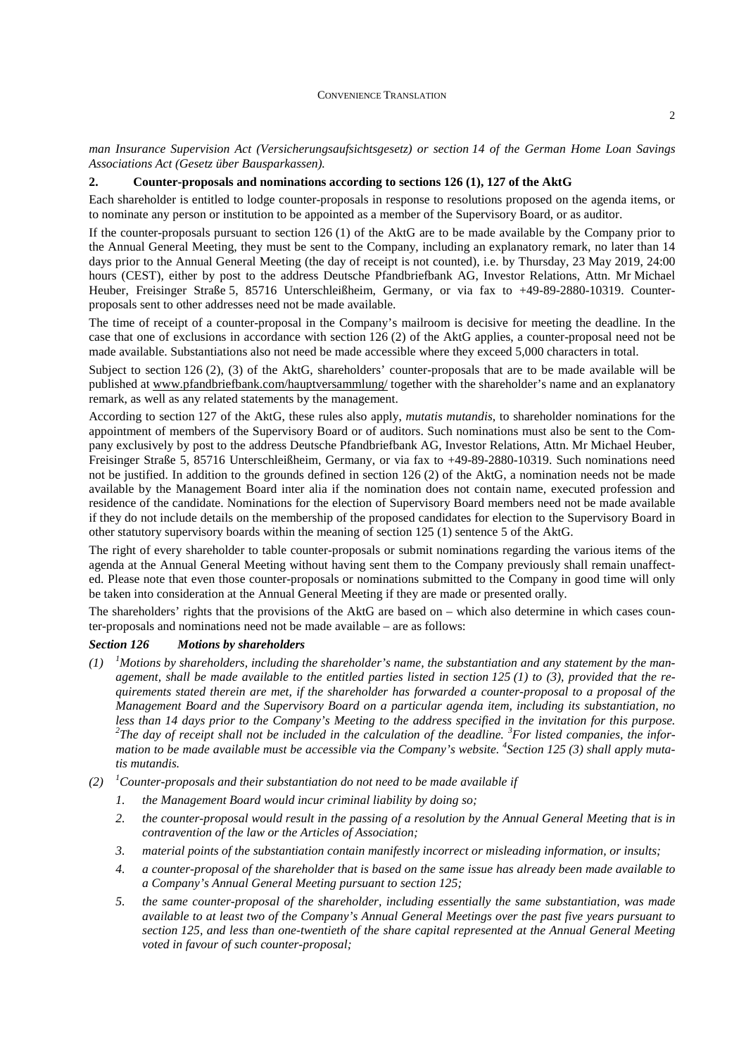*man Insurance Supervision Act (Versicherungsaufsichtsgesetz) or section 14 of the German Home Loan Savings Associations Act (Gesetz über Bausparkassen).*

## 2. Counter-proposals and nominations according to sections 126 (1), 127 of the AktG

Each shareholder is entitled to lodge counter-proposals in response to resolutions proposed on the agenda items, or to nominate any person or institution to be appointed as a member of the Supervisory Board, or as auditor.

If the counter-proposals pursuant to section 126 (1) of the AktG are to be made available by the Company prior to the Annual General Meeting, they must be sent to the Company, including an explanatory remark, no later than 14 days prior to the Annual General Meeting (the day of receipt is not counted), i.e. by Thursday, 23 May 2019, 24:00 hours (CEST), either by post to the address Deutsche Pfandbriefbank AG, Investor Relations, Attn. Mr Michael Heuber, Freisinger Straße 5, 85716 Unterschleißheim, Germany, or via fax to +49-89-2880-10319. Counter-proposals sent to other addresses need not be made available.

The time of receipt of a counter-proposal in the Company's mailroom is decisive for meeting the deadline. In the case that one of exclusions in accordance with section 126 (2) of the AktG applies, a counter-proposal need not be made available. Substantiations also not need be made accessible where they exceed 5,000 characters in total.

Subject to section 126 (2), (3) of the AktG, shareholders' counter-proposals that are to be made available will be published at www.pfandbriefbank.com/hauptversammlung/ together with the shareholder's name and an explanatory remark, as well as any related statements by the management.

According to section 127 of the AktG, these rules also apply, *mutatis mutandis*, to shareholder nominations for the appointment of members of the Supervisory Board or of auditors. Such nominations must also be sent to the Company exclusively by post to the address Deutsche Pfandbriefbank AG, Investor Relations, Attn. Mr Michael Heuber, Freisinger Straße 5, 85716 Unterschleißheim, Germany, or via fax to +49-89-2880-10319. Such nominations need not be justified. In addition to the grounds defined in section 126 (2) of the AktG, a nomination needs not be made available by the Management Board inter alia if the nomination does not contain name, executed profession and residence of the candidate. Nominations for the election of Supervisory Board members need not be made available if they do not include details on the membership of the proposed candidates for election to the Supervisory Board in other statutory supervisory boards within the meaning of section 125 (1) sentence 5 of the AktG.

The right of every shareholder to table counter-proposals or submit nominations regarding the various items of the agenda at the Annual General Meeting without having sent them to the Company previously shall remain unaffected. Please note that even those counter-proposals or nominations submitted to the Company in good time will only be taken into consideration at the Annual General Meeting if they are made or presented orally.

The shareholders' rights that the provisions of the AktG are based on – which also determine in which cases counter-proposals and nominations need not be made available – are as follows:

***Section 126 Motions by shareholders***

*(1) [1]Motions by shareholders, including the shareholder's name, the substantiation and any statement by the management, shall be made available to the entitled parties listed in section 125 (1) to (3), provided that the requirements stated therein are met, if the shareholder has forwarded a counter-proposal to a proposal of the Management Board and the Supervisory Board on a particular agenda item, including its substantiation, no less than 14 days prior to the Company's Meeting to the address specified in the invitation for this purpose. [2]The day of receipt shall not be included in the calculation of the deadline. [3]For listed companies, the information to be made available must be accessible via the Company's website. [4]Section 125 (3) shall apply mutatis mutandis.*

*(2) [1]Counter-proposals and their substantiation do not need to be made available if*

1. *the Management Board would incur criminal liability by doing so;*
2. *the counter-proposal would result in the passing of a resolution by the Annual General Meeting that is in contravention of the law or the Articles of Association;*
3. *material points of the substantiation contain manifestly incorrect or misleading information, or insults;*
4. *a counter-proposal of the shareholder that is based on the same issue has already been made available to a Company's Annual General Meeting pursuant to section 125;*
5. *the same counter-proposal of the shareholder, including essentially the same substantiation, was made available to at least two of the Company's Annual General Meetings over the past five years pursuant to section 125, and less than one-twentieth of the share capital represented at the Annual General Meeting voted in favour of such counter-proposal;*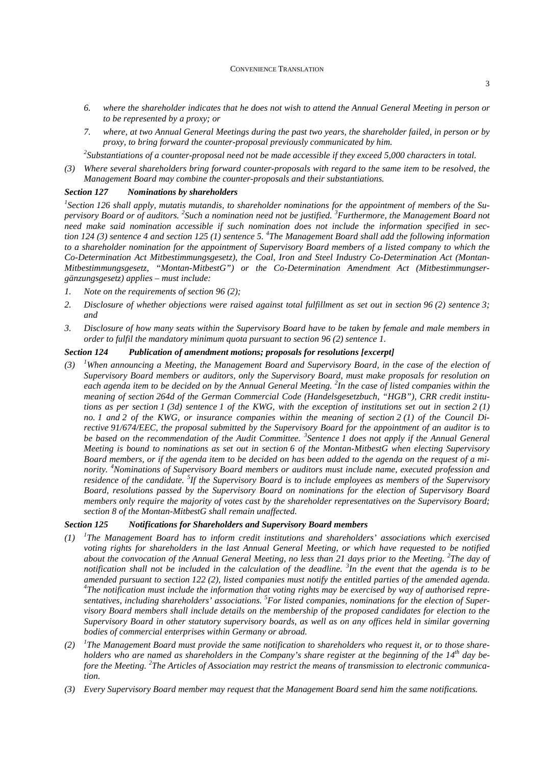*6. where the shareholder indicates that he does not wish to attend the Annual General Meeting in person or to be represented by a proxy; or*

*7. where, at two Annual General Meetings during the past two years, the shareholder failed, in person or by proxy, to bring forward the counter-proposal previously communicated by him.*

*[2]Substantiations of a counter-proposal need not be made accessible if they exceed 5,000 characters in total.*

*(3) Where several shareholders bring forward counter-proposals with regard to the same item to be resolved, the Management Board may combine the counter-proposals and their substantiations.*

### *Section 127 Nominations by shareholders*

*[1]Section 126 shall apply, mutatis mutandis, to shareholder nominations for the appointment of members of the Supervisory Board or of auditors. [2]Such a nomination need not be justified. [3]Furthermore, the Management Board not need make said nomination accessible if such nomination does not include the information specified in section 124 (3) sentence 4 and section 125 (1) sentence 5. [4]The Management Board shall add the following information to a shareholder nomination for the appointment of Supervisory Board members of a listed company to which the Co-Determination Act Mitbestimmungsgesetz), the Coal, Iron and Steel Industry Co-Determination Act (Montan-Mitbestimmungsgesetz, "Montan-MitbestG") or the Co-Determination Amendment Act (Mitbestimmungsergänzungsgesetz) applies – must include:*

*1. Note on the requirements of section 96 (2);*

*2. Disclosure of whether objections were raised against total fulfillment as set out in section 96 (2) sentence 3; and*

*3. Disclosure of how many seats within the Supervisory Board have to be taken by female and male members in order to fulfil the mandatory minimum quota pursuant to section 96 (2) sentence 1.*

### *Section 124 Publication of amendment motions; proposals for resolutions [excerpt]*

*(3) [1]When announcing a Meeting, the Management Board and Supervisory Board, in the case of the election of Supervisory Board members or auditors, only the Supervisory Board, must make proposals for resolution on each agenda item to be decided on by the Annual General Meeting. [2]In the case of listed companies within the meaning of section 264d of the German Commercial Code (Handelsgesetzbuch, "HGB"), CRR credit institutions as per section 1 (3d) sentence 1 of the KWG, with the exception of institutions set out in section 2 (1) no. 1 and 2 of the KWG, or insurance companies within the meaning of section 2 (1) of the Council Directive 91/674/EEC, the proposal submitted by the Supervisory Board for the appointment of an auditor is to be based on the recommendation of the Audit Committee. [3]Sentence 1 does not apply if the Annual General Meeting is bound to nominations as set out in section 6 of the Montan-MitbestG when electing Supervisory Board members, or if the agenda item to be decided on has been added to the agenda on the request of a minority. [4]Nominations of Supervisory Board members or auditors must include name, executed profession and residence of the candidate. [5]If the Supervisory Board is to include employees as members of the Supervisory Board, resolutions passed by the Supervisory Board on nominations for the election of Supervisory Board members only require the majority of votes cast by the shareholder representatives on the Supervisory Board; section 8 of the Montan-MitbestG shall remain unaffected.*

### *Section 125 Notifications for Shareholders and Supervisory Board members*

*(1) [1]The Management Board has to inform credit institutions and shareholders' associations which exercised voting rights for shareholders in the last Annual General Meeting, or which have requested to be notified about the convocation of the Annual General Meeting, no less than 21 days prior to the Meeting. [2]The day of notification shall not be included in the calculation of the deadline. [3]In the event that the agenda is to be amended pursuant to section 122 (2), listed companies must notify the entitled parties of the amended agenda. [4]The notification must include the information that voting rights may be exercised by way of authorised representatives, including shareholders' associations. [5]For listed companies, nominations for the election of Supervisory Board members shall include details on the membership of the proposed candidates for election to the Supervisory Board in other statutory supervisory boards, as well as on any offices held in similar governing bodies of commercial enterprises within Germany or abroad.*

*(2) [1]The Management Board must provide the same notification to shareholders who request it, or to those shareholders who are named as shareholders in the Company's share register at the beginning of the 14th day before the Meeting. [2]The Articles of Association may restrict the means of transmission to electronic communication.*

*(3) Every Supervisory Board member may request that the Management Board send him the same notifications.*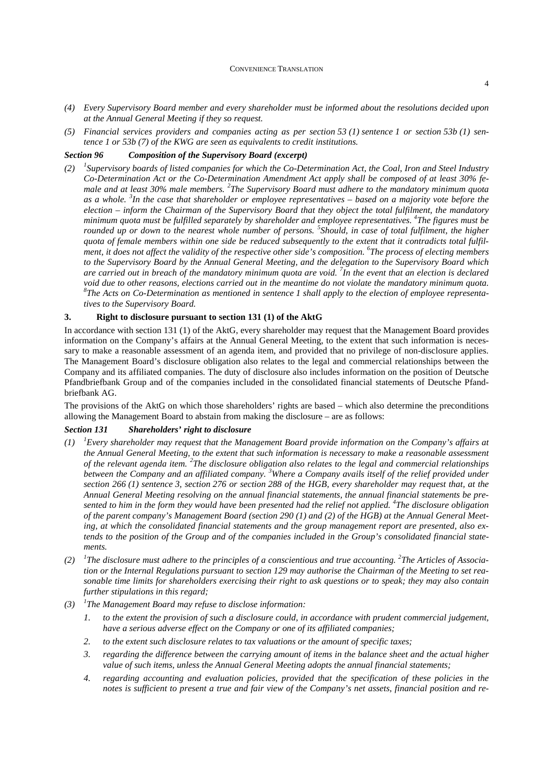*(4) Every Supervisory Board member and every shareholder must be informed about the resolutions decided upon at the Annual General Meeting if they so request.*

*(5) Financial services providers and companies acting as per section 53 (1) sentence 1 or section 53b (1) sentence 1 or 53b (7) of the KWG are seen as equivalents to credit institutions.*

***Section 96 Composition of the Supervisory Board (excerpt)***

*(2) [1]Supervisory boards of listed companies for which the Co-Determination Act, the Coal, Iron and Steel Industry Co-Determination Act or the Co-Determination Amendment Act apply shall be composed of at least 30% female and at least 30% male members. [2]The Supervisory Board must adhere to the mandatory minimum quota as a whole. [3]In the case that shareholder or employee representatives – based on a majority vote before the election – inform the Chairman of the Supervisory Board that they object the total fulfilment, the mandatory minimum quota must be fulfilled separately by shareholder and employee representatives. [4]The figures must be rounded up or down to the nearest whole number of persons. [5]Should, in case of total fulfilment, the higher quota of female members within one side be reduced subsequently to the extent that it contradicts total fulfilment, it does not affect the validity of the respective other side's composition. [6]The process of electing members to the Supervisory Board by the Annual General Meeting, and the delegation to the Supervisory Board which are carried out in breach of the mandatory minimum quota are void. [7]In the event that an election is declared void due to other reasons, elections carried out in the meantime do not violate the mandatory minimum quota. [8]The Acts on Co-Determination as mentioned in sentence 1 shall apply to the election of employee representatives to the Supervisory Board.*

### 3. Right to disclosure pursuant to section 131 (1) of the AktG

In accordance with section 131 (1) of the AktG, every shareholder may request that the Management Board provides information on the Company's affairs at the Annual General Meeting, to the extent that such information is necessary to make a reasonable assessment of an agenda item, and provided that no privilege of non-disclosure applies. The Management Board's disclosure obligation also relates to the legal and commercial relationships between the Company and its affiliated companies. The duty of disclosure also includes information on the position of Deutsche Pfandbriefbank Group and of the companies included in the consolidated financial statements of Deutsche Pfandbriefbank AG.

The provisions of the AktG on which those shareholders' rights are based – which also determine the preconditions allowing the Management Board to abstain from making the disclosure – are as follows:

***Section 131 Shareholders' right to disclosure***

*(1) [1]Every shareholder may request that the Management Board provide information on the Company's affairs at the Annual General Meeting, to the extent that such information is necessary to make a reasonable assessment of the relevant agenda item. [2]The disclosure obligation also relates to the legal and commercial relationships between the Company and an affiliated company. [3]Where a Company avails itself of the relief provided under section 266 (1) sentence 3, section 276 or section 288 of the HGB, every shareholder may request that, at the Annual General Meeting resolving on the annual financial statements, the annual financial statements be presented to him in the form they would have been presented had the relief not applied. [4]The disclosure obligation of the parent company's Management Board (section 290 (1) and (2) of the HGB) at the Annual General Meeting, at which the consolidated financial statements and the group management report are presented, also extends to the position of the Group and of the companies included in the Group's consolidated financial statements.*

*(2) [1]The disclosure must adhere to the principles of a conscientious and true accounting. [2]The Articles of Association or the Internal Regulations pursuant to section 129 may authorise the Chairman of the Meeting to set reasonable time limits for shareholders exercising their right to ask questions or to speak; they may also contain further stipulations in this regard;*

*(3) [1]The Management Board may refuse to disclose information:*

*1. to the extent the provision of such a disclosure could, in accordance with prudent commercial judgement, have a serious adverse effect on the Company or one of its affiliated companies;*

*2. to the extent such disclosure relates to tax valuations or the amount of specific taxes;*

*3. regarding the difference between the carrying amount of items in the balance sheet and the actual higher value of such items, unless the Annual General Meeting adopts the annual financial statements;*

*4. regarding accounting and evaluation policies, provided that the specification of these policies in the notes is sufficient to present a true and fair view of the Company's net assets, financial position and re-*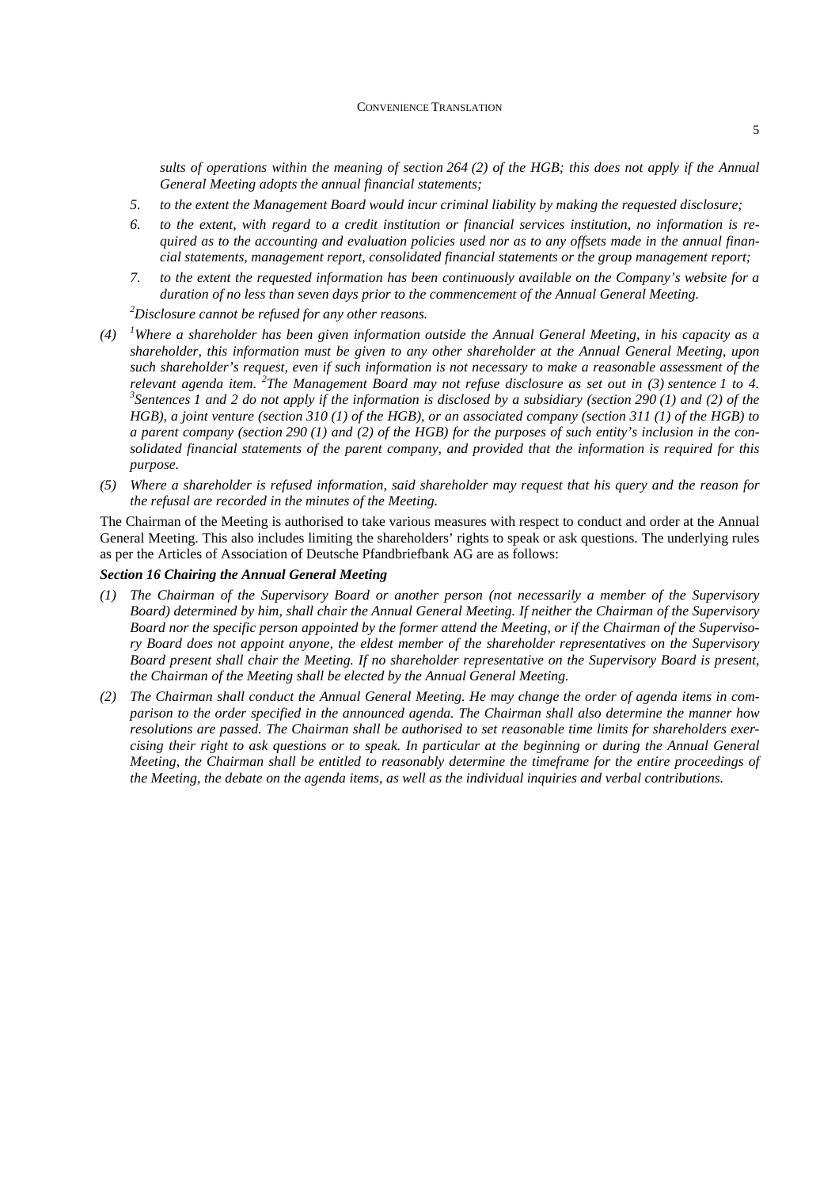*sults of operations within the meaning of section 264 (2) of the HGB; this does not apply if the Annual General Meeting adopts the annual financial statements;*

5. *to the extent the Management Board would incur criminal liability by making the requested disclosure;*
6. *to the extent, with regard to a credit institution or financial services institution, no information is required as to the accounting and evaluation policies used nor as to any offsets made in the annual financial statements, management report, consolidated financial statements or the group management report;*
7. *to the extent the requested information has been continuously available on the Company's website for a duration of no less than seven days prior to the commencement of the Annual General Meeting.*

[2]*Disclosure cannot be refused for any other reasons.*

(4) [1]*Where a shareholder has been given information outside the Annual General Meeting, in his capacity as a shareholder, this information must be given to any other shareholder at the Annual General Meeting, upon such shareholder's request, even if such information is not necessary to make a reasonable assessment of the relevant agenda item.* [2]*The Management Board may not refuse disclosure as set out in (3) sentence 1 to 4.* [3]*Sentences 1 and 2 do not apply if the information is disclosed by a subsidiary (section 290 (1) and (2) of the HGB), a joint venture (section 310 (1) of the HGB), or an associated company (section 311 (1) of the HGB) to a parent company (section 290 (1) and (2) of the HGB) for the purposes of such entity's inclusion in the consolidated financial statements of the parent company, and provided that the information is required for this purpose.*

(5) *Where a shareholder is refused information, said shareholder may request that his query and the reason for the refusal are recorded in the minutes of the Meeting.*

The Chairman of the Meeting is authorised to take various measures with respect to conduct and order at the Annual General Meeting. This also includes limiting the shareholders' rights to speak or ask questions. The underlying rules as per the Articles of Association of Deutsche Pfandbriefbank AG are as follows:

***Section 16 Chairing the Annual General Meeting***

(1) *The Chairman of the Supervisory Board or another person (not necessarily a member of the Supervisory Board) determined by him, shall chair the Annual General Meeting. If neither the Chairman of the Supervisory Board nor the specific person appointed by the former attend the Meeting, or if the Chairman of the Supervisory Board does not appoint anyone, the eldest member of the shareholder representatives on the Supervisory Board present shall chair the Meeting. If no shareholder representative on the Supervisory Board is present, the Chairman of the Meeting shall be elected by the Annual General Meeting.*

(2) *The Chairman shall conduct the Annual General Meeting. He may change the order of agenda items in comparison to the order specified in the announced agenda. The Chairman shall also determine the manner how resolutions are passed. The Chairman shall be authorised to set reasonable time limits for shareholders exercising their right to ask questions or to speak. In particular at the beginning or during the Annual General Meeting, the Chairman shall be entitled to reasonably determine the timeframe for the entire proceedings of the Meeting, the debate on the agenda items, as well as the individual inquiries and verbal contributions.*